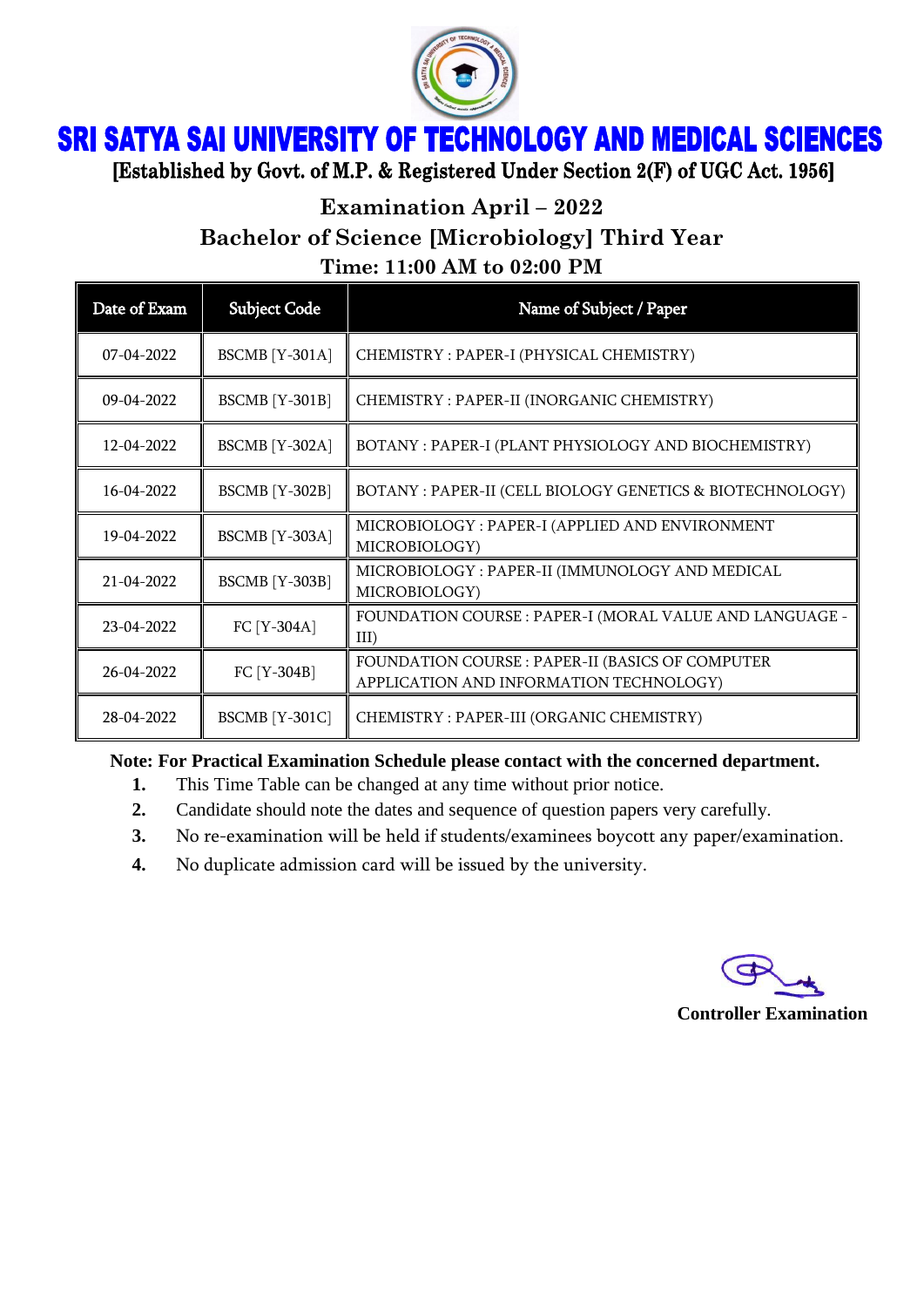# SRI SATYA SAI UNIVERSITY OF TECHNOLOGY AND MEDICAL SCIENCES

**[Established by Govt. of M.P. & Registered Under Section 2(F) of UGC Act. 1956]**

## Examination April – 2022

## Bachelor of Science [Microbiology] Third Year

### Time: 11:00 AM to 02:00 PM

| Date of Exam | Subject Code | Name of Subject / Paper |
|---|---|---|
| 07-04-2022 | BSCMB [Y-301A] | CHEMISTRY : PAPER-I (PHYSICAL CHEMISTRY) |
| 09-04-2022 | BSCMB [Y-301B] | CHEMISTRY : PAPER-II (INORGANIC CHEMISTRY) |
| 12-04-2022 | BSCMB [Y-302A] | BOTANY : PAPER-I (PLANT PHYSIOLOGY AND BIOCHEMISTRY) |
| 16-04-2022 | BSCMB [Y-302B] | BOTANY : PAPER-II (CELL BIOLOGY GENETICS & BIOTECHNOLOGY) |
| 19-04-2022 | BSCMB [Y-303A] | MICROBIOLOGY : PAPER-I (APPLIED AND ENVIRONMENT MICROBIOLOGY) |
| 21-04-2022 | BSCMB [Y-303B] | MICROBIOLOGY : PAPER-II (IMMUNOLOGY AND MEDICAL MICROBIOLOGY) |
| 23-04-2022 | FC [Y-304A] | FOUNDATION COURSE : PAPER-I (MORAL VALUE AND LANGUAGE - III) |
| 26-04-2022 | FC [Y-304B] | FOUNDATION COURSE : PAPER-II (BASICS OF COMPUTER APPLICATION AND INFORMATION TECHNOLOGY) |
| 28-04-2022 | BSCMB [Y-301C] | CHEMISTRY : PAPER-III (ORGANIC CHEMISTRY) |

**Note: For Practical Examination Schedule please contact with the concerned department.**

1. This Time Table can be changed at any time without prior notice.
2. Candidate should note the dates and sequence of question papers very carefully.
3. No re-examination will be held if students/examinees boycott any paper/examination.
4. No duplicate admission card will be issued by the university.

**Controller Examination**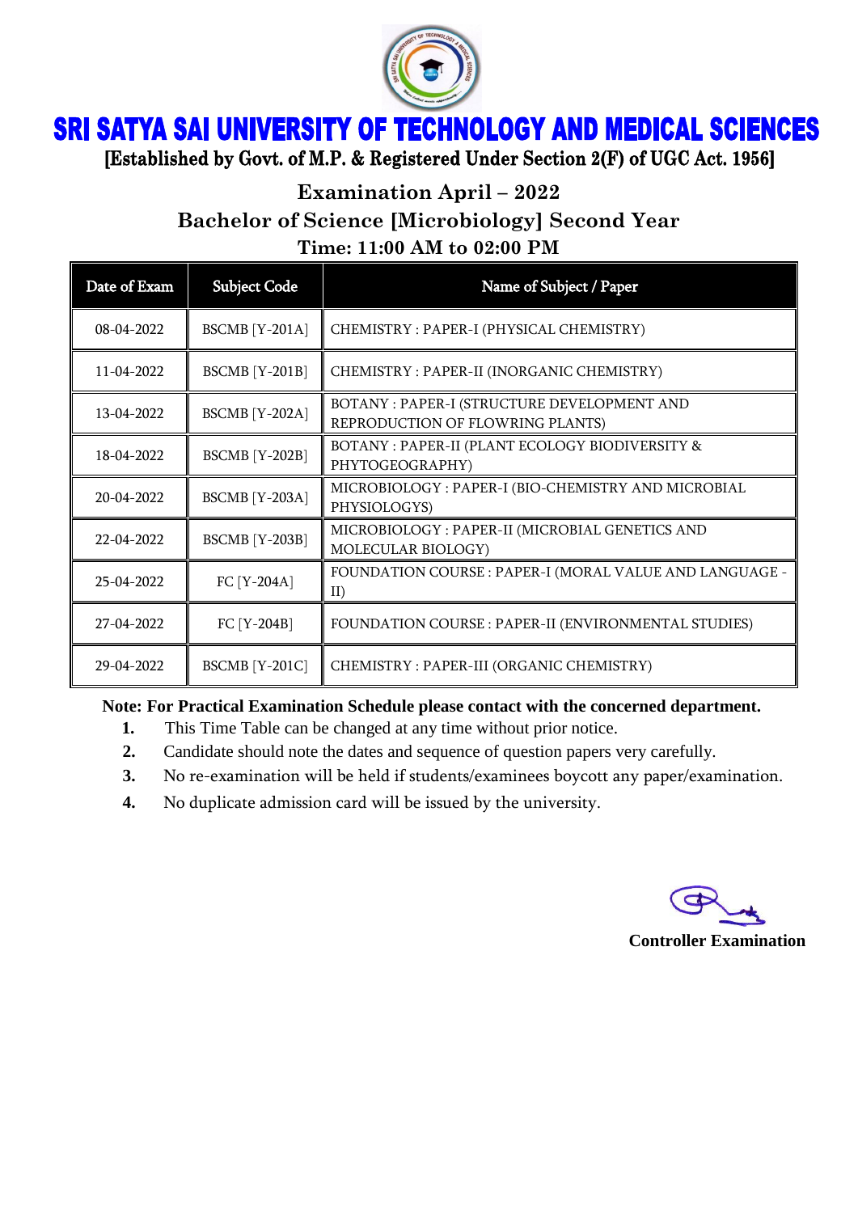# SRI SATYA SAI UNIVERSITY OF TECHNOLOGY AND MEDICAL SCIENCES

**[Established by Govt. of M.P. & Registered Under Section 2(F) of UGC Act. 1956]**

## Examination April – 2022

## Bachelor of Science [Microbiology] Second Year

### Time: 11:00 AM to 02:00 PM

| Date of Exam | Subject Code | Name of Subject / Paper |
|---|---|---|
| 08-04-2022 | BSCMB [Y-201A] | CHEMISTRY : PAPER-I (PHYSICAL CHEMISTRY) |
| 11-04-2022 | BSCMB [Y-201B] | CHEMISTRY : PAPER-II (INORGANIC CHEMISTRY) |
| 13-04-2022 | BSCMB [Y-202A] | BOTANY : PAPER-I (STRUCTURE DEVELOPMENT AND REPRODUCTION OF FLOWRING PLANTS) |
| 18-04-2022 | BSCMB [Y-202B] | BOTANY : PAPER-II (PLANT ECOLOGY BIODIVERSITY & PHYTOGEOGRAPHY) |
| 20-04-2022 | BSCMB [Y-203A] | MICROBIOLOGY : PAPER-I (BIO-CHEMISTRY AND MICROBIAL PHYSIOLOGYS) |
| 22-04-2022 | BSCMB [Y-203B] | MICROBIOLOGY : PAPER-II (MICROBIAL GENETICS AND MOLECULAR BIOLOGY) |
| 25-04-2022 | FC [Y-204A] | FOUNDATION COURSE : PAPER-I (MORAL VALUE AND LANGUAGE - II) |
| 27-04-2022 | FC [Y-204B] | FOUNDATION COURSE : PAPER-II (ENVIRONMENTAL STUDIES) |
| 29-04-2022 | BSCMB [Y-201C] | CHEMISTRY : PAPER-III (ORGANIC CHEMISTRY) |

**Note: For Practical Examination Schedule please contact with the concerned department.**

1. This Time Table can be changed at any time without prior notice.
2. Candidate should note the dates and sequence of question papers very carefully.
3. No re-examination will be held if students/examinees boycott any paper/examination.
4. No duplicate admission card will be issued by the university.

**Controller Examination**